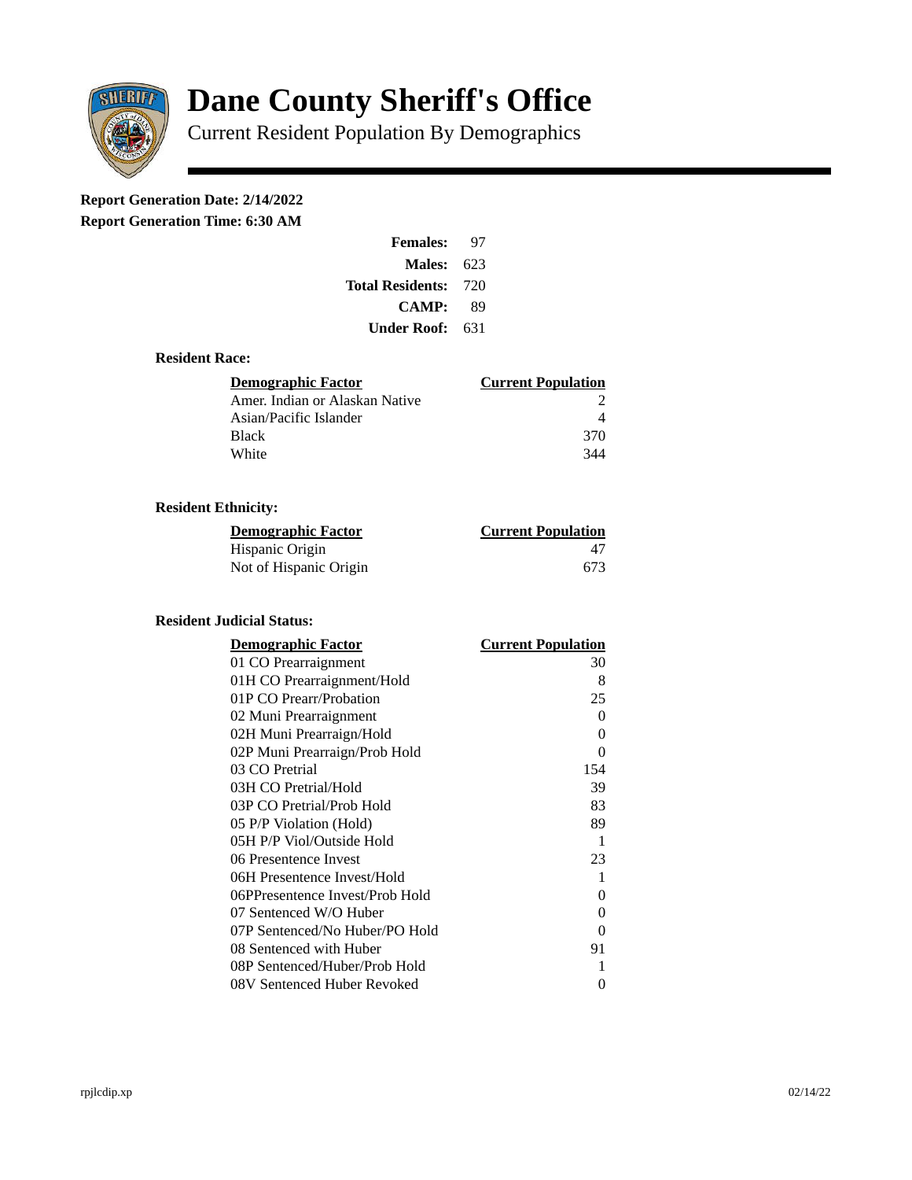# Dane County Sheriff's Office

Current Resident Population By Demographics

**Report Generation Date: 2/14/2022**

**Report Generation Time: 6:30 AM**

| | |
|---|---|
| **Females:** | 97 |
| **Males:** | 623 |
| **Total Residents:** | 720 |
| **CAMP:** | 89 |
| **Under Roof:** | 631 |

### Resident Race:

| Demographic Factor | Current Population |
|---|---|
| Amer. Indian or Alaskan Native | 2 |
| Asian/Pacific Islander | 4 |
| Black | 370 |
| White | 344 |

### Resident Ethnicity:

| Demographic Factor | Current Population |
|---|---|
| Hispanic Origin | 47 |
| Not of Hispanic Origin | 673 |

### Resident Judicial Status:

| Demographic Factor | Current Population |
|---|---|
| 01 CO Prearraignment | 30 |
| 01H CO Prearraignment/Hold | 8 |
| 01P CO Prearr/Probation | 25 |
| 02 Muni Prearraignment | 0 |
| 02H Muni Prearraign/Hold | 0 |
| 02P Muni Prearraign/Prob Hold | 0 |
| 03 CO Pretrial | 154 |
| 03H CO Pretrial/Hold | 39 |
| 03P CO Pretrial/Prob Hold | 83 |
| 05 P/P Violation (Hold) | 89 |
| 05H P/P Viol/Outside Hold | 1 |
| 06 Presentence Invest | 23 |
| 06H Presentence Invest/Hold | 1 |
| 06PPresentence Invest/Prob Hold | 0 |
| 07 Sentenced W/O Huber | 0 |
| 07P Sentenced/No Huber/PO Hold | 0 |
| 08 Sentenced with Huber | 91 |
| 08P Sentenced/Huber/Prob Hold | 1 |
| 08V Sentenced Huber Revoked | 0 |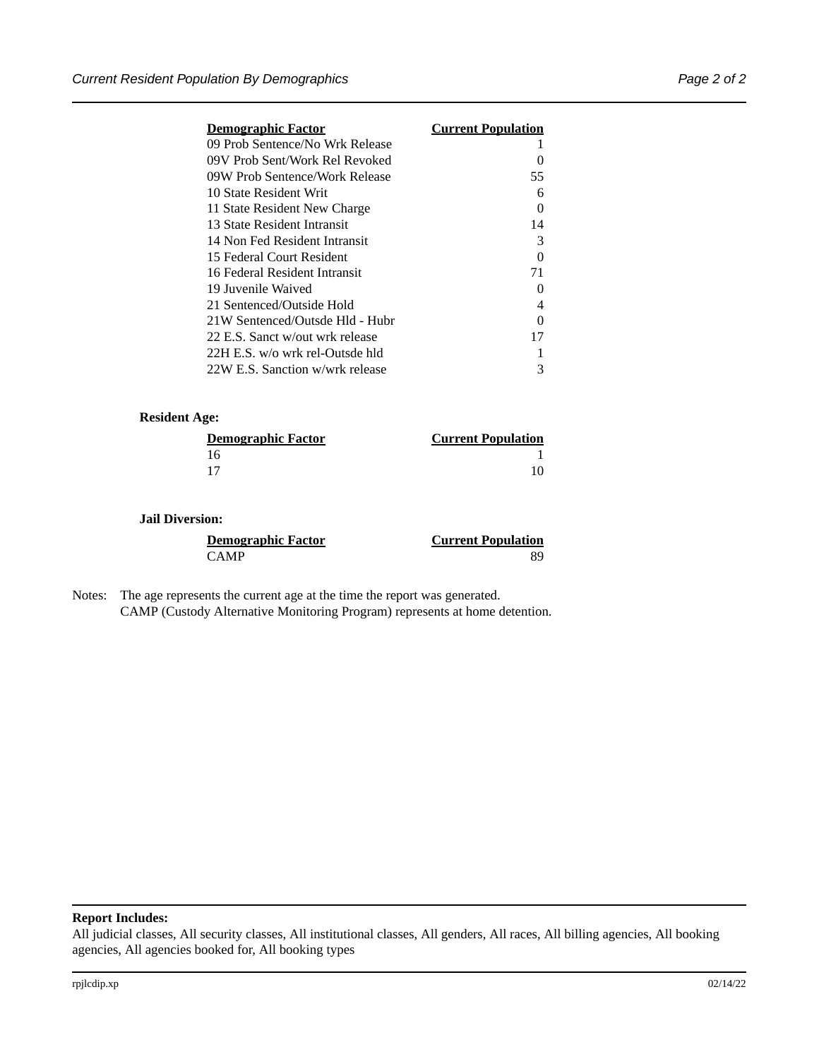| Demographic Factor | Current Population |
|---|---|
| 09 Prob Sentence/No Wrk Release | 1 |
| 09V Prob Sent/Work Rel Revoked | 0 |
| 09W Prob Sentence/Work Release | 55 |
| 10 State Resident Writ | 6 |
| 11 State Resident New Charge | 0 |
| 13 State Resident Intransit | 14 |
| 14 Non Fed Resident Intransit | 3 |
| 15 Federal Court Resident | 0 |
| 16 Federal Resident Intransit | 71 |
| 19 Juvenile Waived | 0 |
| 21 Sentenced/Outside Hold | 4 |
| 21W Sentenced/Outsde Hld - Hubr | 0 |
| 22 E.S. Sanct w/out wrk release | 17 |
| 22H E.S. w/o wrk rel-Outsde hld | 1 |
| 22W E.S. Sanction w/wrk release | 3 |

**Resident Age:**

| Demographic Factor | Current Population |
|---|---|
| 16 | 1 |
| 17 | 10 |

**Jail Diversion:**

| Demographic Factor | Current Population |
|---|---|
| CAMP | 89 |

Notes: The age represents the current age at the time the report was generated.
CAMP (Custody Alternative Monitoring Program) represents at home detention.

**Report Includes:**

All judicial classes, All security classes, All institutional classes, All genders, All races, All billing agencies, All booking agencies, All agencies booked for, All booking types